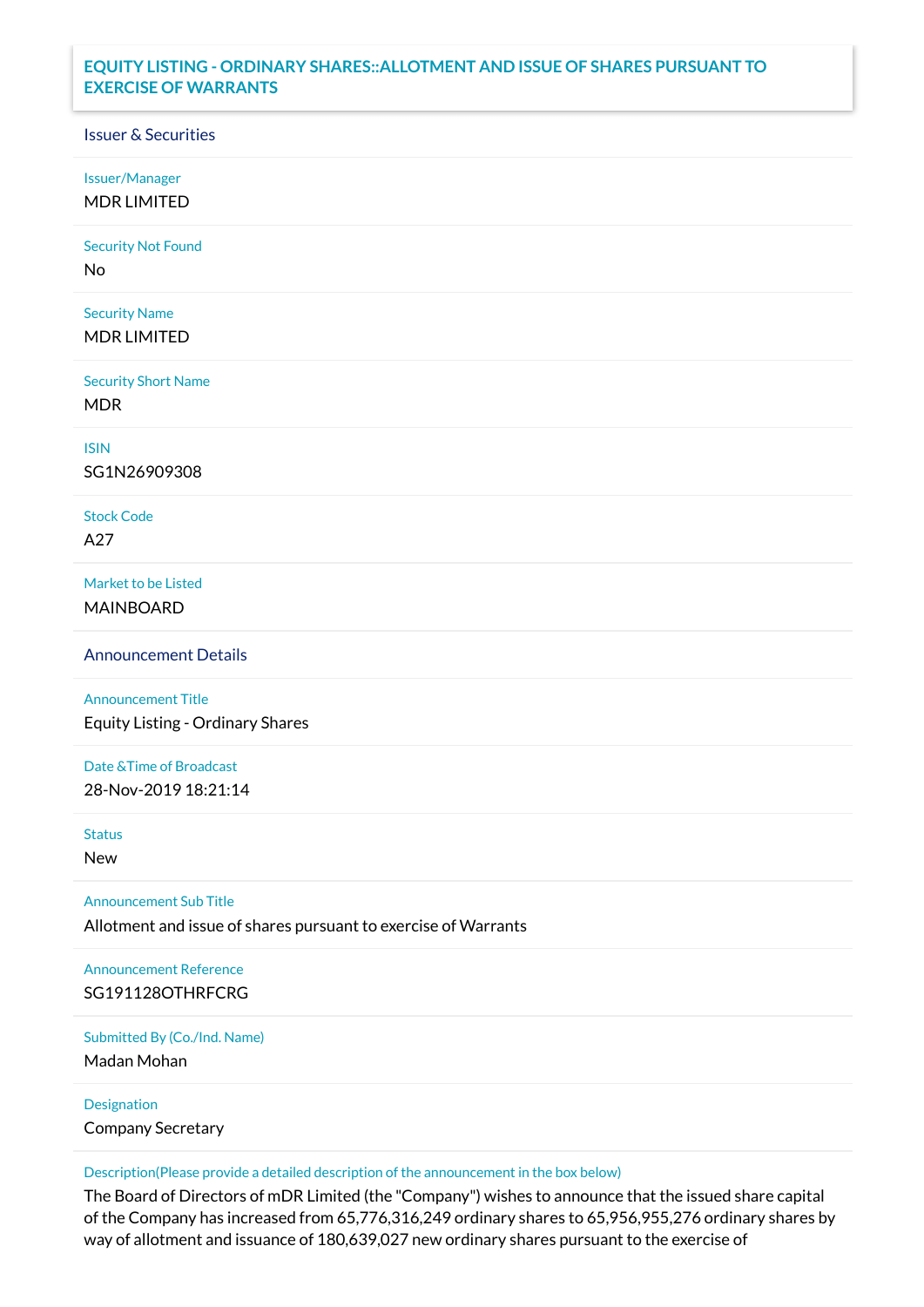# EQUITY LISTING - ORDINARY SHARES::ALLOTMENT AND ISSUE OF SHARES PURSUANT TO EXERCISE OF WARRANTS

## Issuer & Securities

**Issuer/Manager**
MDR LIMITED

**Security Not Found**
No

**Security Name**
MDR LIMITED

**Security Short Name**
MDR

**ISIN**
SG1N26909308

**Stock Code**
A27

**Market to be Listed**
MAINBOARD

## Announcement Details

**Announcement Title**
Equity Listing - Ordinary Shares

**Date &Time of Broadcast**
28-Nov-2019 18:21:14

**Status**
New

**Announcement Sub Title**
Allotment and issue of shares pursuant to exercise of Warrants

**Announcement Reference**
SG191128OTHRFCRG

**Submitted By (Co./Ind. Name)**
Madan Mohan

**Designation**
Company Secretary

**Description(Please provide a detailed description of the announcement in the box below)**
The Board of Directors of mDR Limited (the "Company") wishes to announce that the issued share capital of the Company has increased from 65,776,316,249 ordinary shares to 65,956,955,276 ordinary shares by way of allotment and issuance of 180,639,027 new ordinary shares pursuant to the exercise of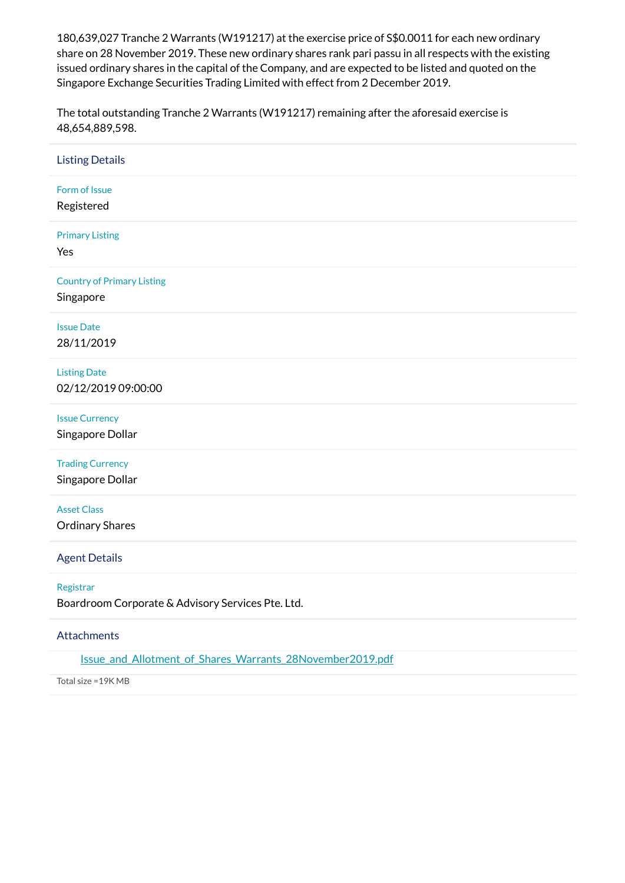180,639,027 Tranche 2 Warrants (W191217) at the exercise price of S$0.0011 for each new ordinary share on 28 November 2019. These new ordinary shares rank pari passu in all respects with the existing issued ordinary shares in the capital of the Company, and are expected to be listed and quoted on the Singapore Exchange Securities Trading Limited with effect from 2 December 2019.

The total outstanding Tranche 2 Warrants (W191217) remaining after the aforesaid exercise is 48,654,889,598.

## Listing Details

Form of Issue
Registered

Primary Listing
Yes

Country of Primary Listing
Singapore

Issue Date
28/11/2019

Listing Date
02/12/2019 09:00:00

Issue Currency
Singapore Dollar

Trading Currency
Singapore Dollar

Asset Class
Ordinary Shares

## Agent Details

Registrar
Boardroom Corporate & Advisory Services Pte. Ltd.

## Attachments

Issue_and_Allotment_of_Shares_Warrants_28November2019.pdf

Total size =19K MB